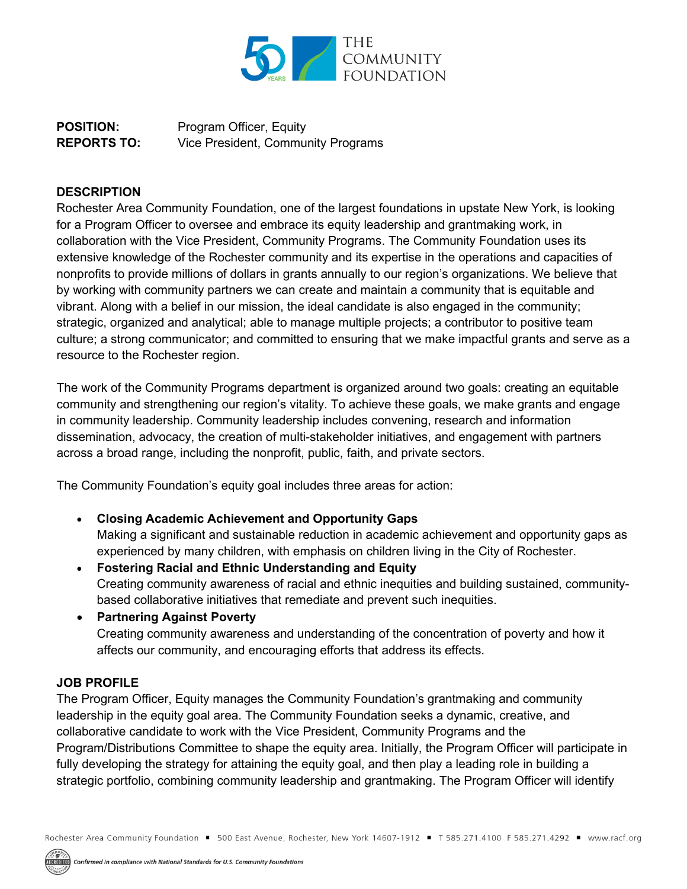**POSITION:** Program Officer, Equity
**REPORTS TO:** Vice President, Community Programs

## DESCRIPTION

Rochester Area Community Foundation, one of the largest foundations in upstate New York, is looking for a Program Officer to oversee and embrace its equity leadership and grantmaking work, in collaboration with the Vice President, Community Programs. The Community Foundation uses its extensive knowledge of the Rochester community and its expertise in the operations and capacities of nonprofits to provide millions of dollars in grants annually to our region's organizations. We believe that by working with community partners we can create and maintain a community that is equitable and vibrant. Along with a belief in our mission, the ideal candidate is also engaged in the community; strategic, organized and analytical; able to manage multiple projects; a contributor to positive team culture; a strong communicator; and committed to ensuring that we make impactful grants and serve as a resource to the Rochester region.

The work of the Community Programs department is organized around two goals: creating an equitable community and strengthening our region's vitality. To achieve these goals, we make grants and engage in community leadership. Community leadership includes convening, research and information dissemination, advocacy, the creation of multi-stakeholder initiatives, and engagement with partners across a broad range, including the nonprofit, public, faith, and private sectors.

The Community Foundation's equity goal includes three areas for action:

- **Closing Academic Achievement and Opportunity Gaps**
  Making a significant and sustainable reduction in academic achievement and opportunity gaps as experienced by many children, with emphasis on children living in the City of Rochester.
- **Fostering Racial and Ethnic Understanding and Equity**
  Creating community awareness of racial and ethnic inequities and building sustained, community-based collaborative initiatives that remediate and prevent such inequities.
- **Partnering Against Poverty**
  Creating community awareness and understanding of the concentration of poverty and how it affects our community, and encouraging efforts that address its effects.

## JOB PROFILE

The Program Officer, Equity manages the Community Foundation's grantmaking and community leadership in the equity goal area. The Community Foundation seeks a dynamic, creative, and collaborative candidate to work with the Vice President, Community Programs and the Program/Distributions Committee to shape the equity area. Initially, the Program Officer will participate in fully developing the strategy for attaining the equity goal, and then play a leading role in building a strategic portfolio, combining community leadership and grantmaking. The Program Officer will identify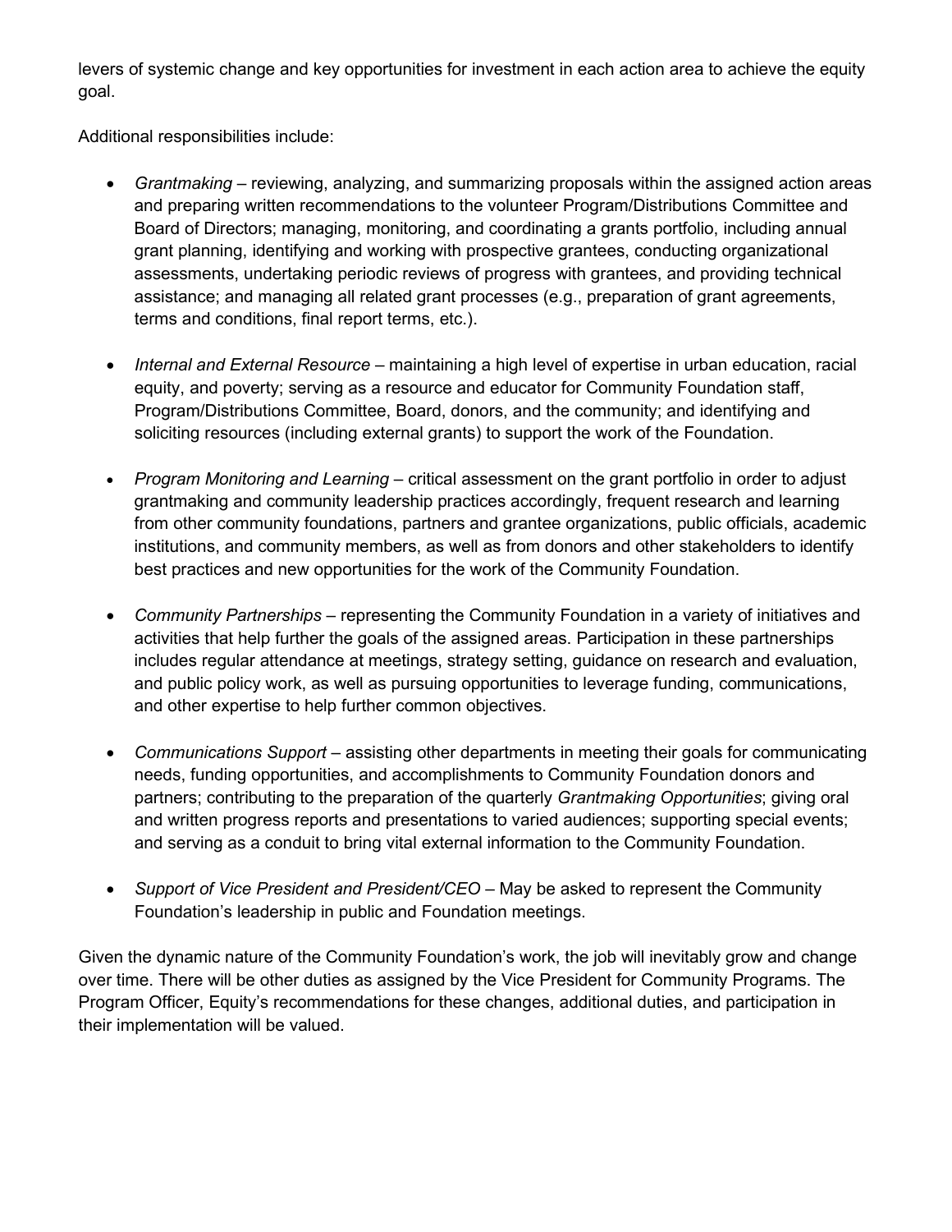levers of systemic change and key opportunities for investment in each action area to achieve the equity goal.

Additional responsibilities include:

- *Grantmaking* – reviewing, analyzing, and summarizing proposals within the assigned action areas and preparing written recommendations to the volunteer Program/Distributions Committee and Board of Directors; managing, monitoring, and coordinating a grants portfolio, including annual grant planning, identifying and working with prospective grantees, conducting organizational assessments, undertaking periodic reviews of progress with grantees, and providing technical assistance; and managing all related grant processes (e.g., preparation of grant agreements, terms and conditions, final report terms, etc.).

- *Internal and External Resource* – maintaining a high level of expertise in urban education, racial equity, and poverty; serving as a resource and educator for Community Foundation staff, Program/Distributions Committee, Board, donors, and the community; and identifying and soliciting resources (including external grants) to support the work of the Foundation.

- *Program Monitoring and Learning* – critical assessment on the grant portfolio in order to adjust grantmaking and community leadership practices accordingly, frequent research and learning from other community foundations, partners and grantee organizations, public officials, academic institutions, and community members, as well as from donors and other stakeholders to identify best practices and new opportunities for the work of the Community Foundation.

- *Community Partnerships* – representing the Community Foundation in a variety of initiatives and activities that help further the goals of the assigned areas. Participation in these partnerships includes regular attendance at meetings, strategy setting, guidance on research and evaluation, and public policy work, as well as pursuing opportunities to leverage funding, communications, and other expertise to help further common objectives.

- *Communications Support* – assisting other departments in meeting their goals for communicating needs, funding opportunities, and accomplishments to Community Foundation donors and partners; contributing to the preparation of the quarterly *Grantmaking Opportunities*; giving oral and written progress reports and presentations to varied audiences; supporting special events; and serving as a conduit to bring vital external information to the Community Foundation.

- *Support of Vice President and President/CEO* – May be asked to represent the Community Foundation's leadership in public and Foundation meetings.

Given the dynamic nature of the Community Foundation's work, the job will inevitably grow and change over time. There will be other duties as assigned by the Vice President for Community Programs. The Program Officer, Equity's recommendations for these changes, additional duties, and participation in their implementation will be valued.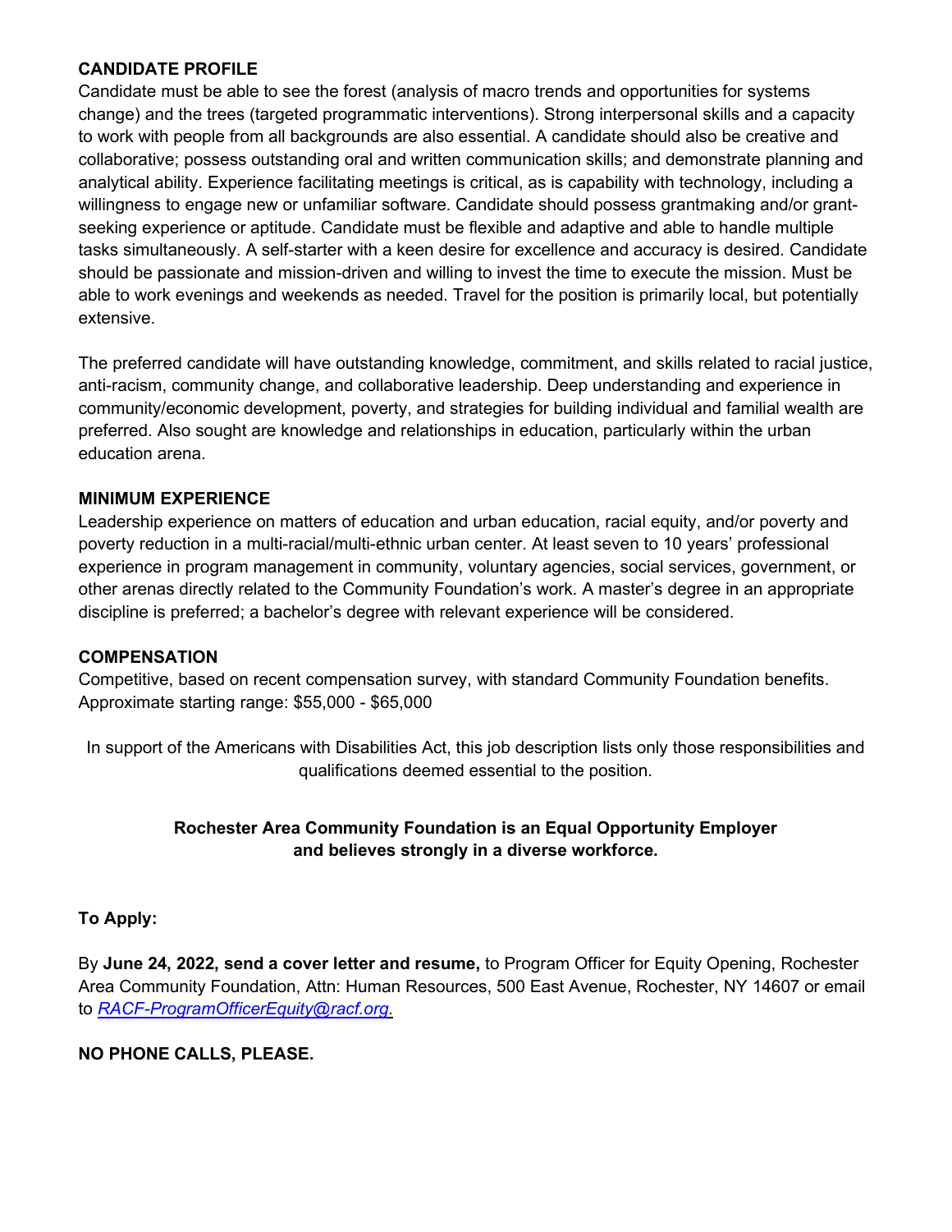**CANDIDATE PROFILE**

Candidate must be able to see the forest (analysis of macro trends and opportunities for systems change) and the trees (targeted programmatic interventions). Strong interpersonal skills and a capacity to work with people from all backgrounds are also essential. A candidate should also be creative and collaborative; possess outstanding oral and written communication skills; and demonstrate planning and analytical ability. Experience facilitating meetings is critical, as is capability with technology, including a willingness to engage new or unfamiliar software. Candidate should possess grantmaking and/or grant-seeking experience or aptitude. Candidate must be flexible and adaptive and able to handle multiple tasks simultaneously. A self-starter with a keen desire for excellence and accuracy is desired. Candidate should be passionate and mission-driven and willing to invest the time to execute the mission. Must be able to work evenings and weekends as needed. Travel for the position is primarily local, but potentially extensive.

The preferred candidate will have outstanding knowledge, commitment, and skills related to racial justice, anti-racism, community change, and collaborative leadership. Deep understanding and experience in community/economic development, poverty, and strategies for building individual and familial wealth are preferred. Also sought are knowledge and relationships in education, particularly within the urban education arena.

**MINIMUM EXPERIENCE**

Leadership experience on matters of education and urban education, racial equity, and/or poverty and poverty reduction in a multi-racial/multi-ethnic urban center. At least seven to 10 years' professional experience in program management in community, voluntary agencies, social services, government, or other arenas directly related to the Community Foundation's work. A master's degree in an appropriate discipline is preferred; a bachelor's degree with relevant experience will be considered.

**COMPENSATION**

Competitive, based on recent compensation survey, with standard Community Foundation benefits. Approximate starting range: $55,000 - $65,000

In support of the Americans with Disabilities Act, this job description lists only those responsibilities and qualifications deemed essential to the position.

**Rochester Area Community Foundation is an Equal Opportunity Employer and believes strongly in a diverse workforce.**

**To Apply:**

By **June 24, 2022, send a cover letter and resume,** to Program Officer for Equity Opening, Rochester Area Community Foundation, Attn: Human Resources, 500 East Avenue, Rochester, NY 14607 or email to *RACF-ProgramOfficerEquity@racf.org*.

**NO PHONE CALLS, PLEASE.**